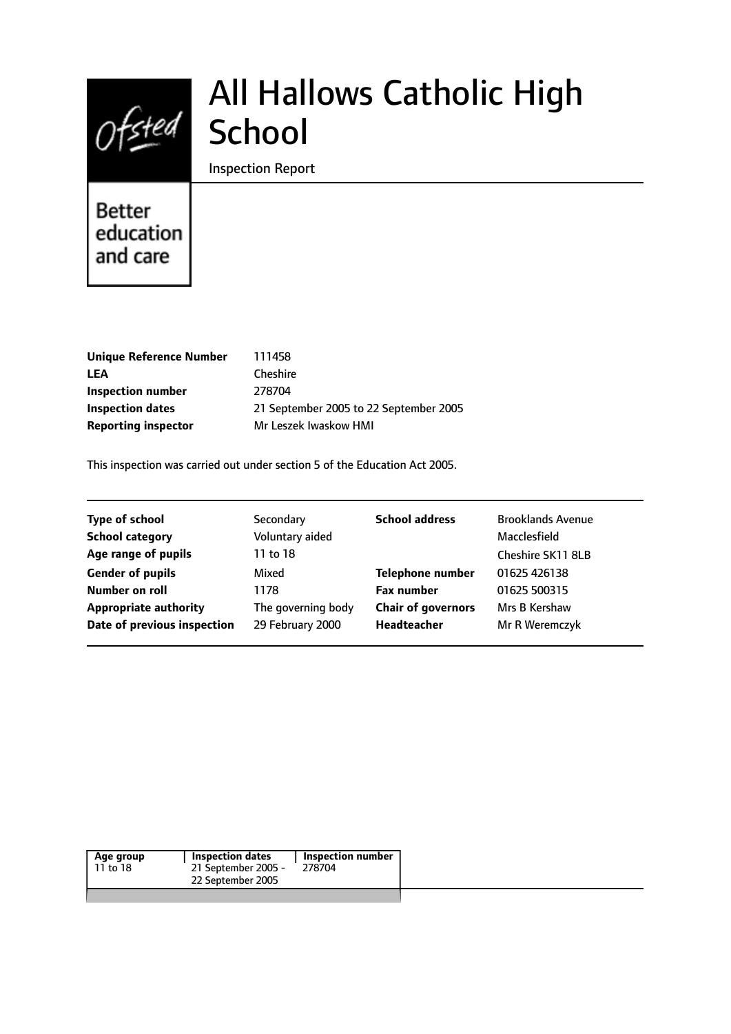Ofsted

Better education and care

# All Hallows Catholic High School

Inspection Report

| | |
|---|---|
| **Unique Reference Number** | 111458 |
| **LEA** | Cheshire |
| **Inspection number** | 278704 |
| **Inspection dates** | 21 September 2005 to 22 September 2005 |
| **Reporting inspector** | Mr Leszek Iwaskow HMI |

This inspection was carried out under section 5 of the Education Act 2005.

| | | | |
|---|---|---|---|
| **Type of school** | Secondary | **School address** | Brooklands Avenue |
| **School category** | Voluntary aided | | Macclesfield |
| **Age range of pupils** | 11 to 18 | | Cheshire SK11 8LB |
| **Gender of pupils** | Mixed | **Telephone number** | 01625 426138 |
| **Number on roll** | 1178 | **Fax number** | 01625 500315 |
| **Appropriate authority** | The governing body | **Chair of governors** | Mrs B Kershaw |
| **Date of previous inspection** | 29 February 2000 | **Headteacher** | Mr R Weremczyk |

| Age group | Inspection dates | Inspection number |
|---|---|---|
| 11 to 18 | 21 September 2005 - 22 September 2005 | 278704 |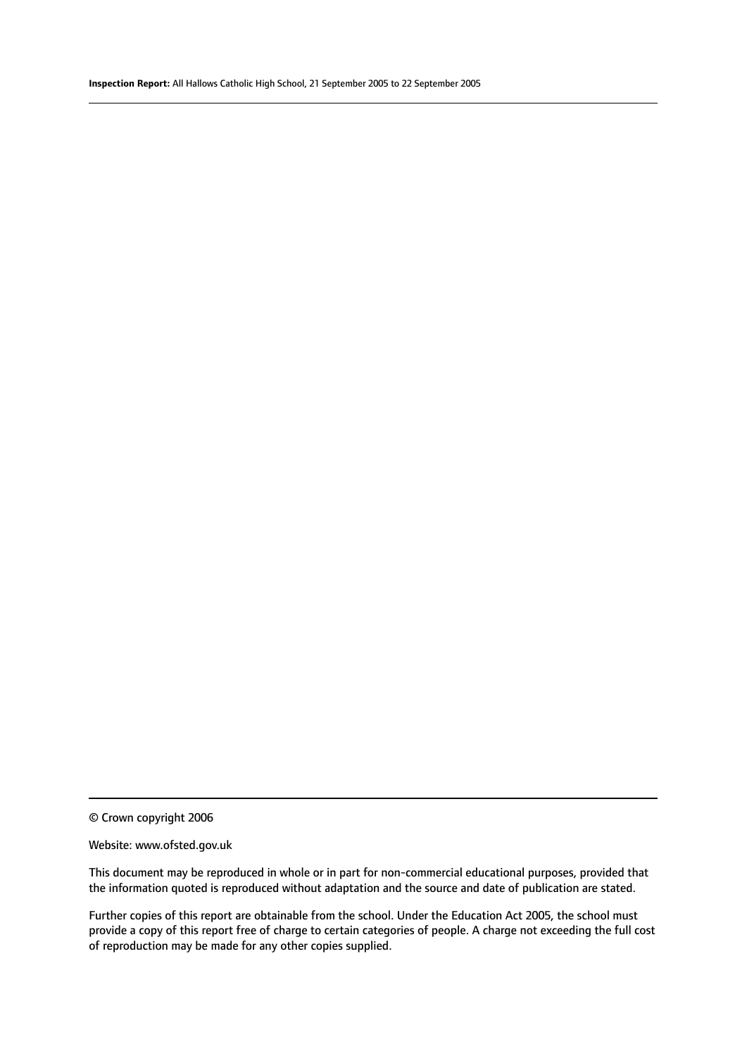© Crown copyright 2006

Website: www.ofsted.gov.uk

This document may be reproduced in whole or in part for non-commercial educational purposes, provided that the information quoted is reproduced without adaptation and the source and date of publication are stated.

Further copies of this report are obtainable from the school. Under the Education Act 2005, the school must provide a copy of this report free of charge to certain categories of people. A charge not exceeding the full cost of reproduction may be made for any other copies supplied.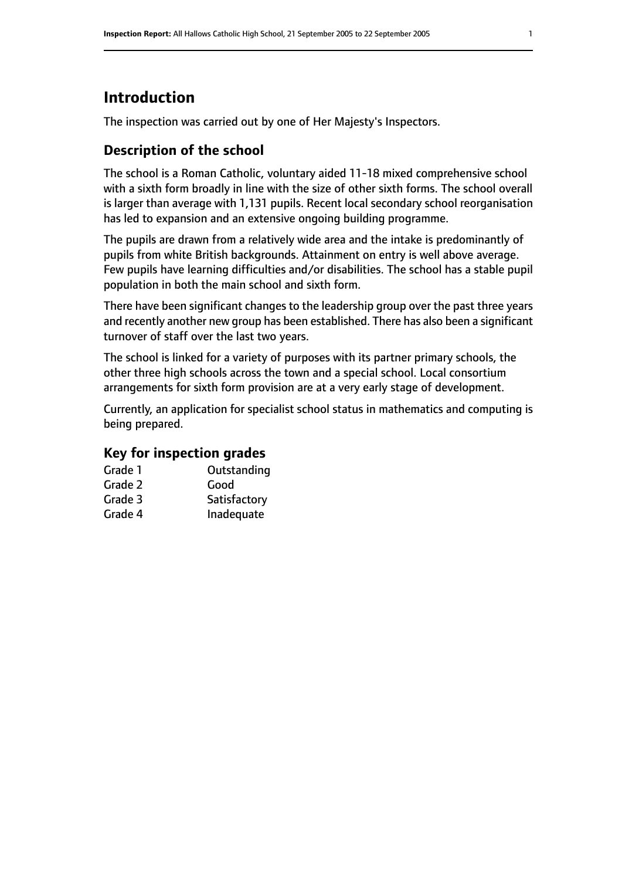# Introduction

The inspection was carried out by one of Her Majesty's Inspectors.

## Description of the school

The school is a Roman Catholic, voluntary aided 11-18 mixed comprehensive school with a sixth form broadly in line with the size of other sixth forms. The school overall is larger than average with 1,131 pupils. Recent local secondary school reorganisation has led to expansion and an extensive ongoing building programme.

The pupils are drawn from a relatively wide area and the intake is predominantly of pupils from white British backgrounds. Attainment on entry is well above average. Few pupils have learning difficulties and/or disabilities. The school has a stable pupil population in both the main school and sixth form.

There have been significant changes to the leadership group over the past three years and recently another new group has been established. There has also been a significant turnover of staff over the last two years.

The school is linked for a variety of purposes with its partner primary schools, the other three high schools across the town and a special school. Local consortium arrangements for sixth form provision are at a very early stage of development.

Currently, an application for specialist school status in mathematics and computing is being prepared.

## Key for inspection grades

| | |
|---|---|
| Grade 1 | Outstanding |
| Grade 2 | Good |
| Grade 3 | Satisfactory |
| Grade 4 | Inadequate |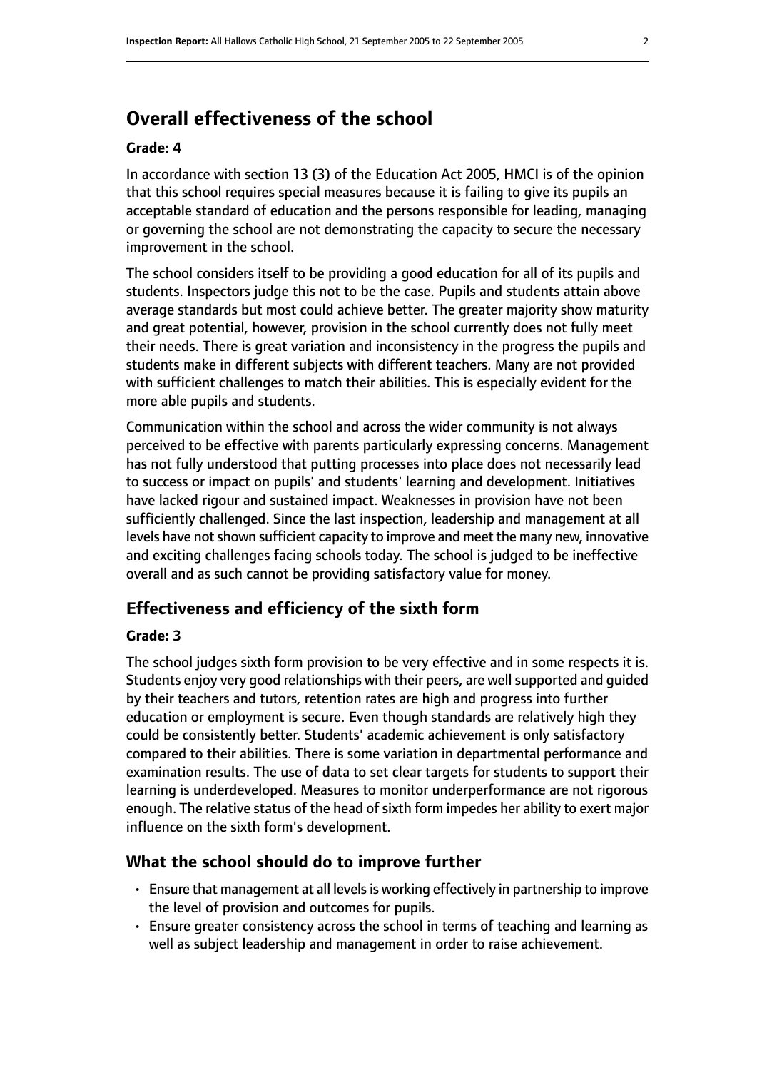## Overall effectiveness of the school

### Grade: 4

In accordance with section 13 (3) of the Education Act 2005, HMCI is of the opinion that this school requires special measures because it is failing to give its pupils an acceptable standard of education and the persons responsible for leading, managing or governing the school are not demonstrating the capacity to secure the necessary improvement in the school.

The school considers itself to be providing a good education for all of its pupils and students. Inspectors judge this not to be the case. Pupils and students attain above average standards but most could achieve better. The greater majority show maturity and great potential, however, provision in the school currently does not fully meet their needs. There is great variation and inconsistency in the progress the pupils and students make in different subjects with different teachers. Many are not provided with sufficient challenges to match their abilities. This is especially evident for the more able pupils and students.

Communication within the school and across the wider community is not always perceived to be effective with parents particularly expressing concerns. Management has not fully understood that putting processes into place does not necessarily lead to success or impact on pupils' and students' learning and development. Initiatives have lacked rigour and sustained impact. Weaknesses in provision have not been sufficiently challenged. Since the last inspection, leadership and management at all levels have not shown sufficient capacity to improve and meet the many new, innovative and exciting challenges facing schools today. The school is judged to be ineffective overall and as such cannot be providing satisfactory value for money.

## Effectiveness and efficiency of the sixth form

### Grade: 3

The school judges sixth form provision to be very effective and in some respects it is. Students enjoy very good relationships with their peers, are well supported and guided by their teachers and tutors, retention rates are high and progress into further education or employment is secure. Even though standards are relatively high they could be consistently better. Students' academic achievement is only satisfactory compared to their abilities. There is some variation in departmental performance and examination results. The use of data to set clear targets for students to support their learning is underdeveloped. Measures to monitor underperformance are not rigorous enough. The relative status of the head of sixth form impedes her ability to exert major influence on the sixth form's development.

## What the school should do to improve further

- Ensure that management at all levels is working effectively in partnership to improve the level of provision and outcomes for pupils.
- Ensure greater consistency across the school in terms of teaching and learning as well as subject leadership and management in order to raise achievement.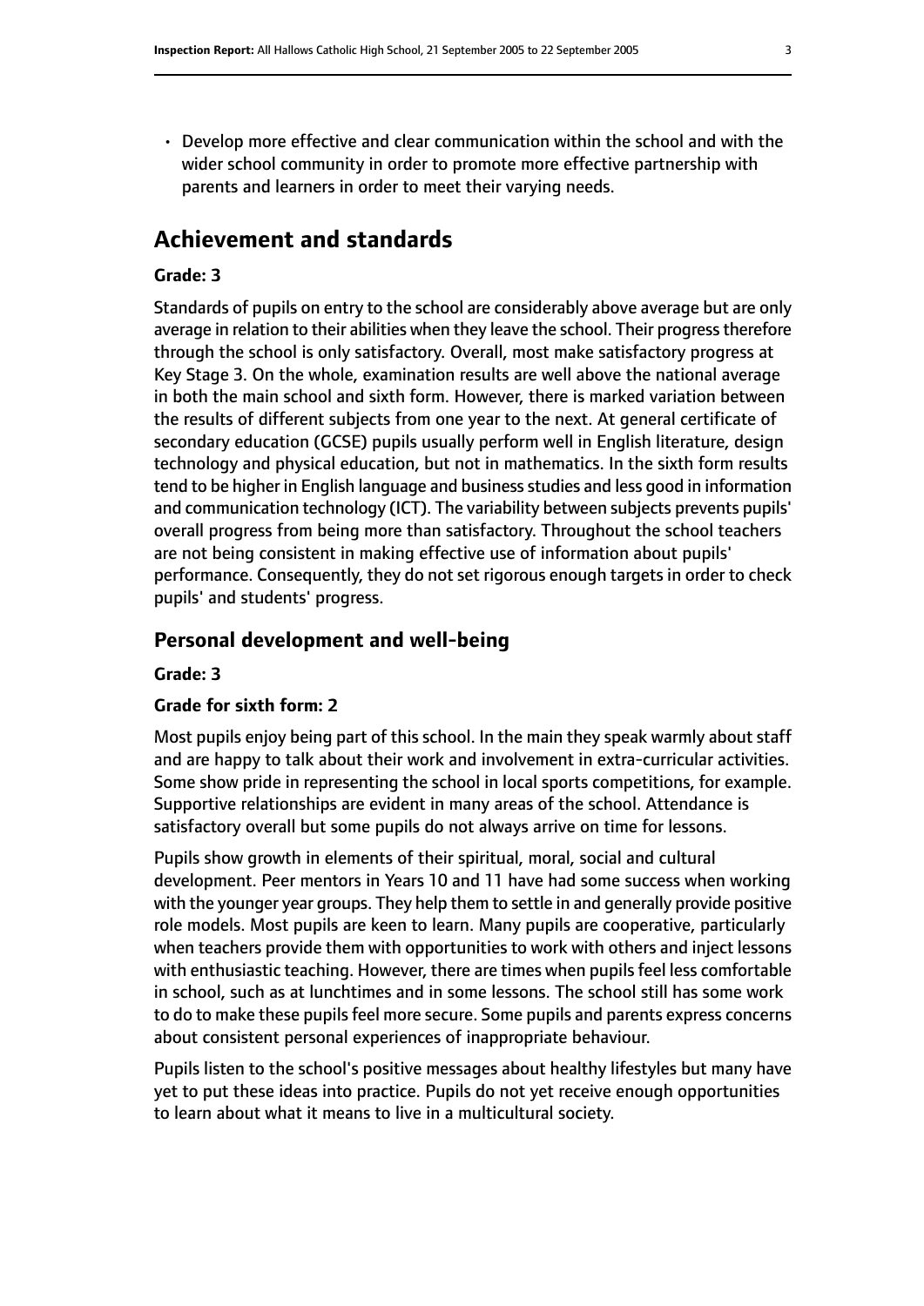- Develop more effective and clear communication within the school and with the wider school community in order to promote more effective partnership with parents and learners in order to meet their varying needs.

## Achievement and standards

**Grade: 3**

Standards of pupils on entry to the school are considerably above average but are only average in relation to their abilities when they leave the school. Their progress therefore through the school is only satisfactory. Overall, most make satisfactory progress at Key Stage 3. On the whole, examination results are well above the national average in both the main school and sixth form. However, there is marked variation between the results of different subjects from one year to the next. At general certificate of secondary education (GCSE) pupils usually perform well in English literature, design technology and physical education, but not in mathematics. In the sixth form results tend to be higher in English language and business studies and less good in information and communication technology (ICT). The variability between subjects prevents pupils' overall progress from being more than satisfactory. Throughout the school teachers are not being consistent in making effective use of information about pupils' performance. Consequently, they do not set rigorous enough targets in order to check pupils' and students' progress.

### Personal development and well-being

**Grade: 3**

**Grade for sixth form: 2**

Most pupils enjoy being part of this school. In the main they speak warmly about staff and are happy to talk about their work and involvement in extra-curricular activities. Some show pride in representing the school in local sports competitions, for example. Supportive relationships are evident in many areas of the school. Attendance is satisfactory overall but some pupils do not always arrive on time for lessons.

Pupils show growth in elements of their spiritual, moral, social and cultural development. Peer mentors in Years 10 and 11 have had some success when working with the younger year groups. They help them to settle in and generally provide positive role models. Most pupils are keen to learn. Many pupils are cooperative, particularly when teachers provide them with opportunities to work with others and inject lessons with enthusiastic teaching. However, there are times when pupils feel less comfortable in school, such as at lunchtimes and in some lessons. The school still has some work to do to make these pupils feel more secure. Some pupils and parents express concerns about consistent personal experiences of inappropriate behaviour.

Pupils listen to the school's positive messages about healthy lifestyles but many have yet to put these ideas into practice. Pupils do not yet receive enough opportunities to learn about what it means to live in a multicultural society.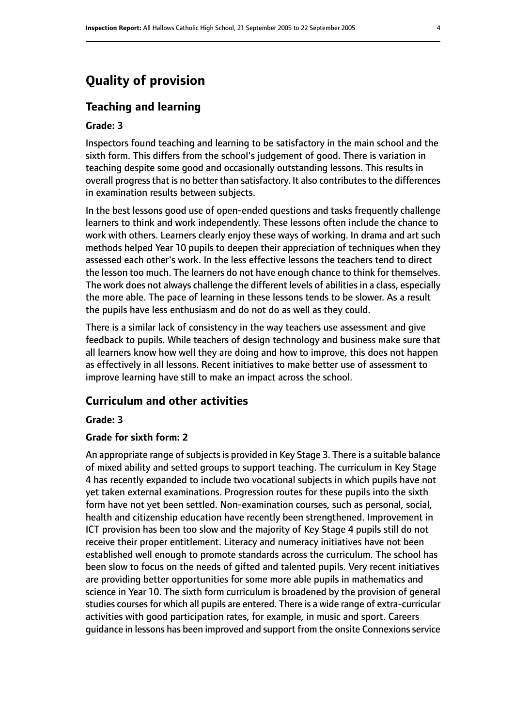# Quality of provision

## Teaching and learning

#### Grade: 3

Inspectors found teaching and learning to be satisfactory in the main school and the sixth form. This differs from the school's judgement of good. There is variation in teaching despite some good and occasionally outstanding lessons. This results in overall progress that is no better than satisfactory. It also contributes to the differences in examination results between subjects.

In the best lessons good use of open-ended questions and tasks frequently challenge learners to think and work independently. These lessons often include the chance to work with others. Learners clearly enjoy these ways of working. In drama and art such methods helped Year 10 pupils to deepen their appreciation of techniques when they assessed each other's work. In the less effective lessons the teachers tend to direct the lesson too much. The learners do not have enough chance to think for themselves. The work does not always challenge the different levels of abilities in a class, especially the more able. The pace of learning in these lessons tends to be slower. As a result the pupils have less enthusiasm and do not do as well as they could.

There is a similar lack of consistency in the way teachers use assessment and give feedback to pupils. While teachers of design technology and business make sure that all learners know how well they are doing and how to improve, this does not happen as effectively in all lessons. Recent initiatives to make better use of assessment to improve learning have still to make an impact across the school.

## Curriculum and other activities

#### Grade: 3

#### Grade for sixth form: 2

An appropriate range of subjects is provided in Key Stage 3. There is a suitable balance of mixed ability and setted groups to support teaching. The curriculum in Key Stage 4 has recently expanded to include two vocational subjects in which pupils have not yet taken external examinations. Progression routes for these pupils into the sixth form have not yet been settled. Non-examination courses, such as personal, social, health and citizenship education have recently been strengthened. Improvement in ICT provision has been too slow and the majority of Key Stage 4 pupils still do not receive their proper entitlement. Literacy and numeracy initiatives have not been established well enough to promote standards across the curriculum. The school has been slow to focus on the needs of gifted and talented pupils. Very recent initiatives are providing better opportunities for some more able pupils in mathematics and science in Year 10. The sixth form curriculum is broadened by the provision of general studies courses for which all pupils are entered. There is a wide range of extra-curricular activities with good participation rates, for example, in music and sport. Careers guidance in lessons has been improved and support from the onsite Connexions service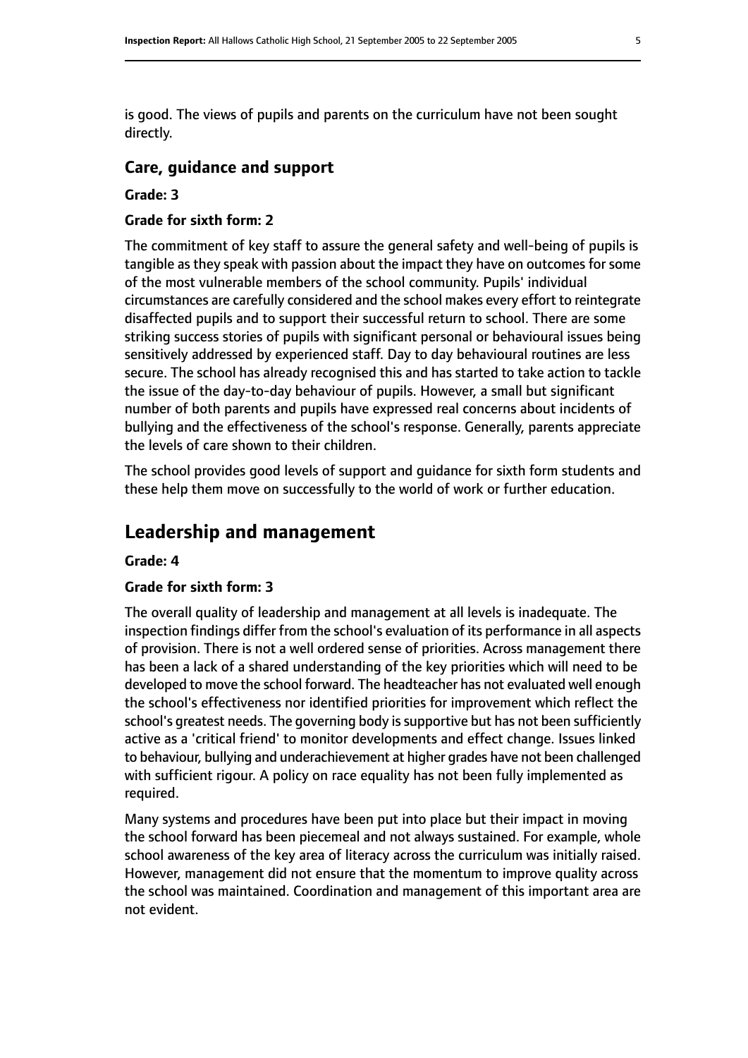is good. The views of pupils and parents on the curriculum have not been sought directly.

### Care, guidance and support

**Grade: 3**

**Grade for sixth form: 2**

The commitment of key staff to assure the general safety and well-being of pupils is tangible as they speak with passion about the impact they have on outcomes for some of the most vulnerable members of the school community. Pupils' individual circumstances are carefully considered and the school makes every effort to reintegrate disaffected pupils and to support their successful return to school. There are some striking success stories of pupils with significant personal or behavioural issues being sensitively addressed by experienced staff. Day to day behavioural routines are less secure. The school has already recognised this and has started to take action to tackle the issue of the day-to-day behaviour of pupils. However, a small but significant number of both parents and pupils have expressed real concerns about incidents of bullying and the effectiveness of the school's response. Generally, parents appreciate the levels of care shown to their children.

The school provides good levels of support and guidance for sixth form students and these help them move on successfully to the world of work or further education.

## Leadership and management

**Grade: 4**

**Grade for sixth form: 3**

The overall quality of leadership and management at all levels is inadequate. The inspection findings differ from the school's evaluation of its performance in all aspects of provision. There is not a well ordered sense of priorities. Across management there has been a lack of a shared understanding of the key priorities which will need to be developed to move the school forward. The headteacher has not evaluated well enough the school's effectiveness nor identified priorities for improvement which reflect the school's greatest needs. The governing body is supportive but has not been sufficiently active as a 'critical friend' to monitor developments and effect change. Issues linked to behaviour, bullying and underachievement at higher grades have not been challenged with sufficient rigour. A policy on race equality has not been fully implemented as required.

Many systems and procedures have been put into place but their impact in moving the school forward has been piecemeal and not always sustained. For example, whole school awareness of the key area of literacy across the curriculum was initially raised. However, management did not ensure that the momentum to improve quality across the school was maintained. Coordination and management of this important area are not evident.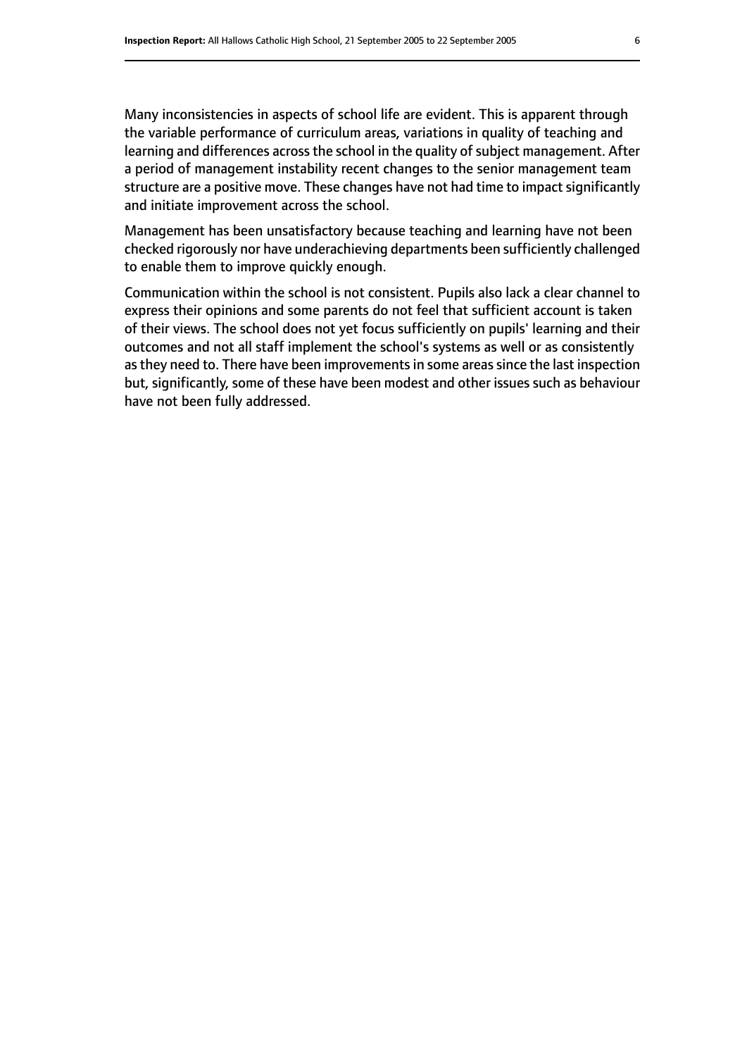Many inconsistencies in aspects of school life are evident. This is apparent through the variable performance of curriculum areas, variations in quality of teaching and learning and differences across the school in the quality of subject management. After a period of management instability recent changes to the senior management team structure are a positive move. These changes have not had time to impact significantly and initiate improvement across the school.

Management has been unsatisfactory because teaching and learning have not been checked rigorously nor have underachieving departments been sufficiently challenged to enable them to improve quickly enough.

Communication within the school is not consistent. Pupils also lack a clear channel to express their opinions and some parents do not feel that sufficient account is taken of their views. The school does not yet focus sufficiently on pupils' learning and their outcomes and not all staff implement the school's systems as well or as consistently as they need to. There have been improvements in some areas since the last inspection but, significantly, some of these have been modest and other issues such as behaviour have not been fully addressed.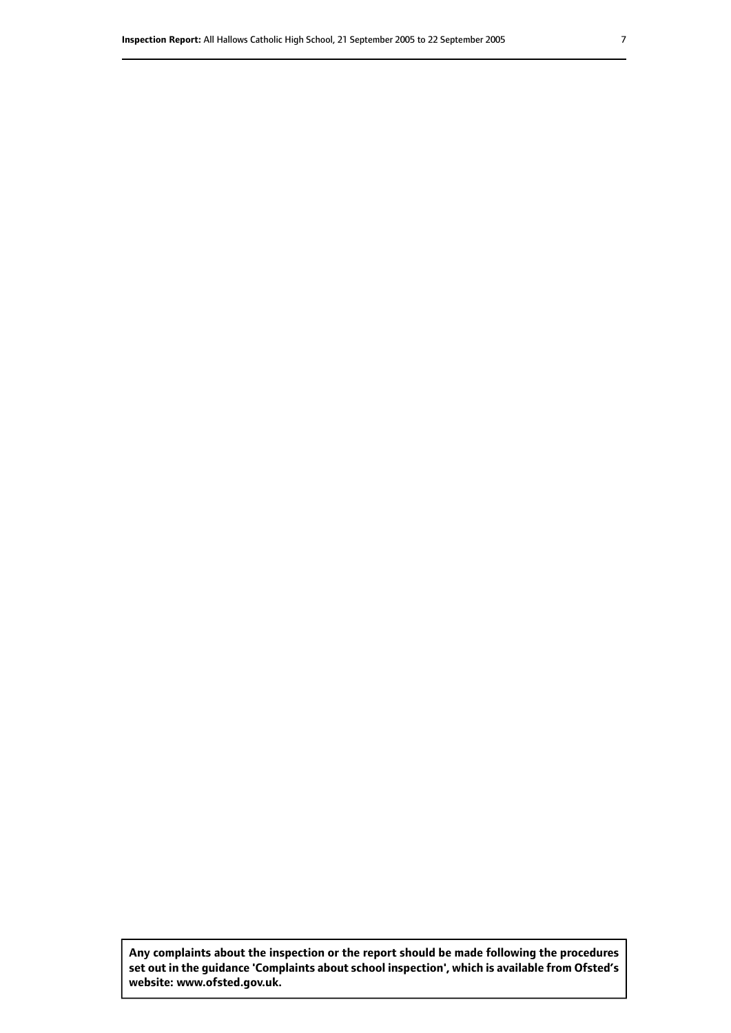**Any complaints about the inspection or the report should be made following the procedures set out in the guidance 'Complaints about school inspection', which is available from Ofsted's website: www.ofsted.gov.uk.**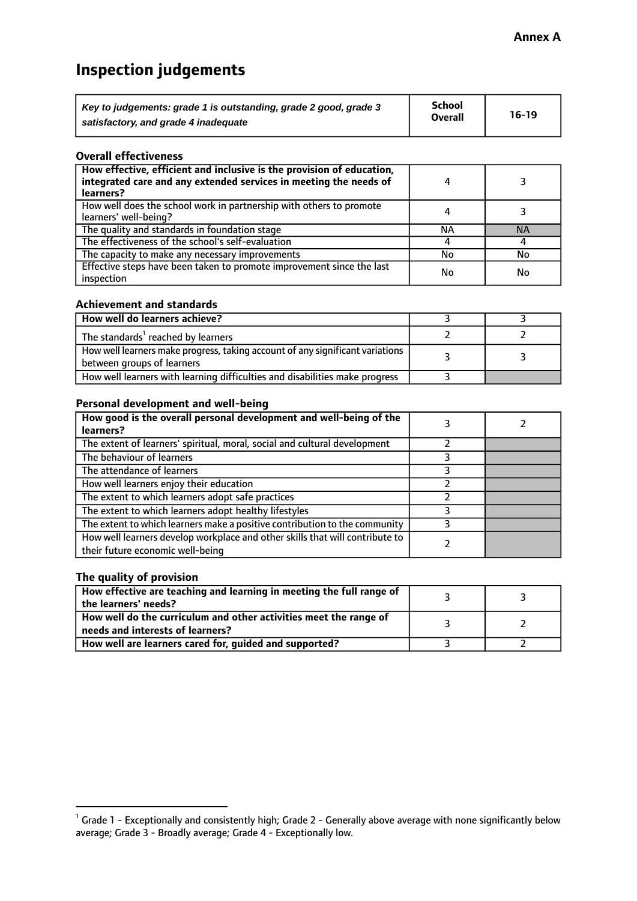**Annex A**

# Inspection judgements

| *Key to judgements: grade 1 is outstanding, grade 2 good, grade 3 satisfactory, and grade 4 inadequate* | School Overall | 16-19 |
|---|---|---|

### Overall effectiveness

| | | |
|---|---|---|
| **How effective, efficient and inclusive is the provision of education, integrated care and any extended services in meeting the needs of learners?** | 4 | 3 |
| How well does the school work in partnership with others to promote learners' well-being? | 4 | 3 |
| The quality and standards in foundation stage | NA | NA |
| The effectiveness of the school's self-evaluation | 4 | 4 |
| The capacity to make any necessary improvements | No | No |
| Effective steps have been taken to promote improvement since the last inspection | No | No |

### Achievement and standards

| | | |
|---|---|---|
| **How well do learners achieve?** | 3 | 3 |
| The standards[1] reached by learners | 2 | 2 |
| How well learners make progress, taking account of any significant variations between groups of learners | 3 | 3 |
| How well learners with learning difficulties and disabilities make progress | 3 | |

### Personal development and well-being

| | | |
|---|---|---|
| **How good is the overall personal development and well-being of the learners?** | 3 | 2 |
| The extent of learners' spiritual, moral, social and cultural development | 2 | |
| The behaviour of learners | 3 | |
| The attendance of learners | 3 | |
| How well learners enjoy their education | 2 | |
| The extent to which learners adopt safe practices | 2 | |
| The extent to which learners adopt healthy lifestyles | 3 | |
| The extent to which learners make a positive contribution to the community | 3 | |
| How well learners develop workplace and other skills that will contribute to their future economic well-being | 2 | |

### The quality of provision

| | | |
|---|---|---|
| **How effective are teaching and learning in meeting the full range of the learners' needs?** | 3 | 3 |
| **How well do the curriculum and other activities meet the range of needs and interests of learners?** | 3 | 2 |
| **How well are learners cared for, guided and supported?** | 3 | 2 |

[1] Grade 1 - Exceptionally and consistently high; Grade 2 - Generally above average with none significantly below average; Grade 3 - Broadly average; Grade 4 - Exceptionally low.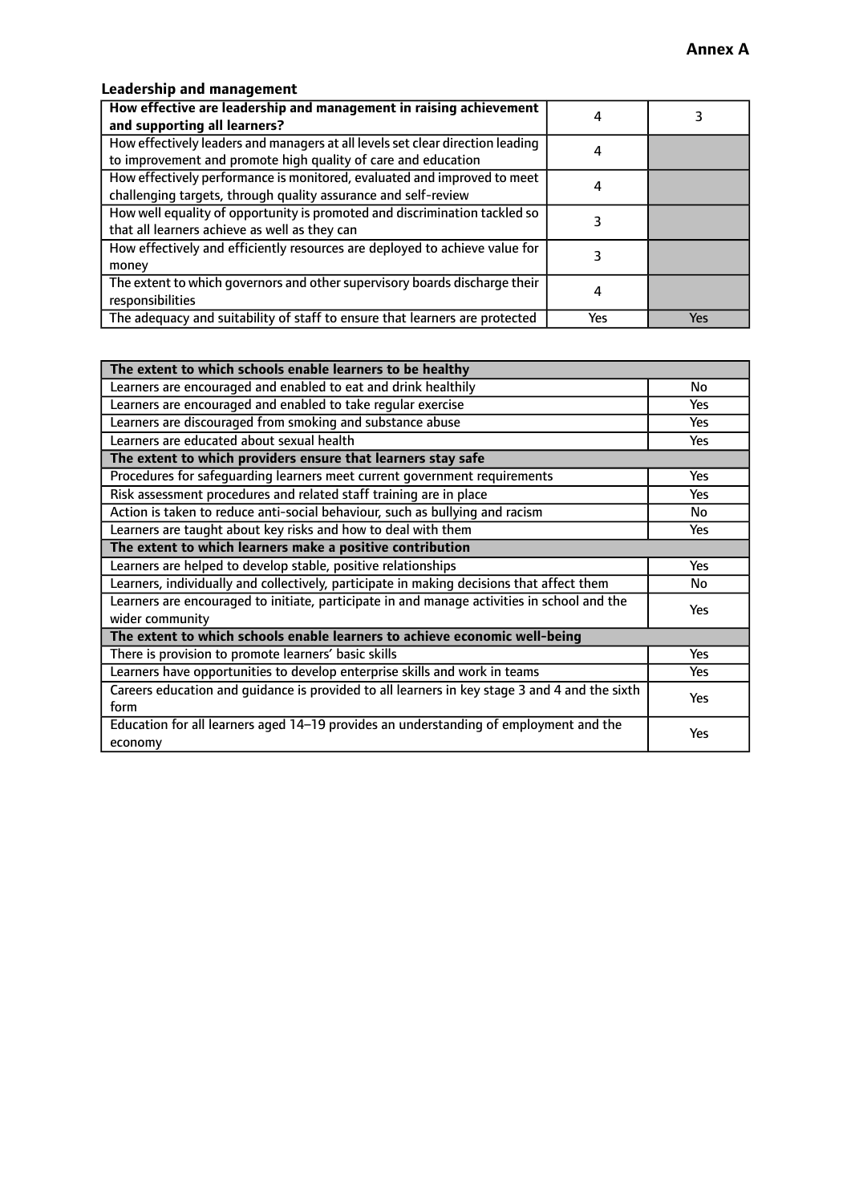**Annex A**

### Leadership and management

| How effective are leadership and management in raising achievement and supporting all learners? | 4 | 3 |
|---|---|---|
| How effectively leaders and managers at all levels set clear direction leading to improvement and promote high quality of care and education | 4 | |
| How effectively performance is monitored, evaluated and improved to meet challenging targets, through quality assurance and self-review | 4 | |
| How well equality of opportunity is promoted and discrimination tackled so that all learners achieve as well as they can | 3 | |
| How effectively and efficiently resources are deployed to achieve value for money | 3 | |
| The extent to which governors and other supervisory boards discharge their responsibilities | 4 | |
| The adequacy and suitability of staff to ensure that learners are protected | Yes | Yes |

| **The extent to which schools enable learners to be healthy** | |
|---|---|
| Learners are encouraged and enabled to eat and drink healthily | No |
| Learners are encouraged and enabled to take regular exercise | Yes |
| Learners are discouraged from smoking and substance abuse | Yes |
| Learners are educated about sexual health | Yes |
| **The extent to which providers ensure that learners stay safe** | |
| Procedures for safeguarding learners meet current government requirements | Yes |
| Risk assessment procedures and related staff training are in place | Yes |
| Action is taken to reduce anti-social behaviour, such as bullying and racism | No |
| Learners are taught about key risks and how to deal with them | Yes |
| **The extent to which learners make a positive contribution** | |
| Learners are helped to develop stable, positive relationships | Yes |
| Learners, individually and collectively, participate in making decisions that affect them | No |
| Learners are encouraged to initiate, participate in and manage activities in school and the wider community | Yes |
| **The extent to which schools enable learners to achieve economic well-being** | |
| There is provision to promote learners' basic skills | Yes |
| Learners have opportunities to develop enterprise skills and work in teams | Yes |
| Careers education and guidance is provided to all learners in key stage 3 and 4 and the sixth form | Yes |
| Education for all learners aged 14–19 provides an understanding of employment and the economy | Yes |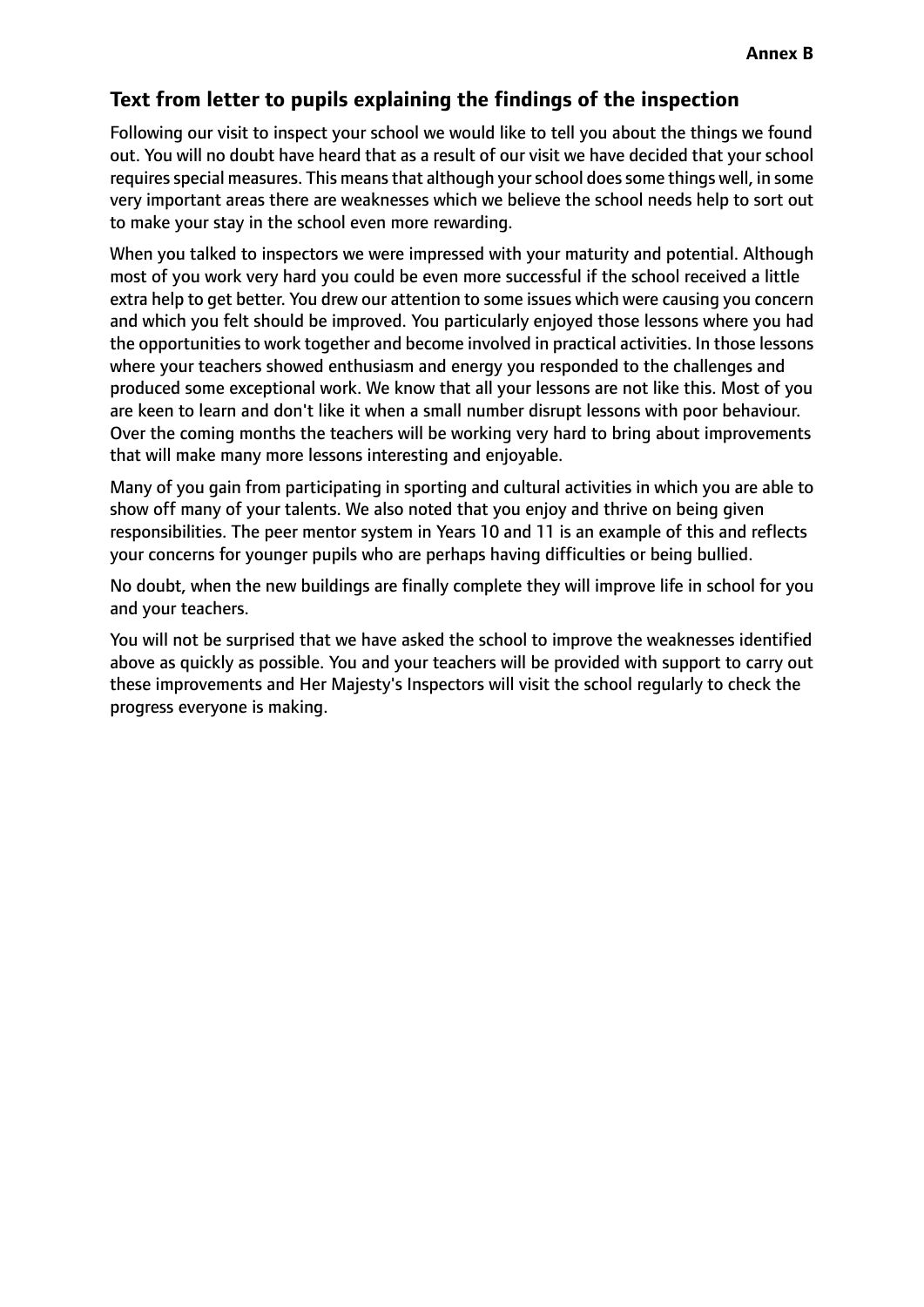**Annex B**

## Text from letter to pupils explaining the findings of the inspection

Following our visit to inspect your school we would like to tell you about the things we found out. You will no doubt have heard that as a result of our visit we have decided that your school requires special measures. This means that although your school does some things well, in some very important areas there are weaknesses which we believe the school needs help to sort out to make your stay in the school even more rewarding.

When you talked to inspectors we were impressed with your maturity and potential. Although most of you work very hard you could be even more successful if the school received a little extra help to get better. You drew our attention to some issues which were causing you concern and which you felt should be improved. You particularly enjoyed those lessons where you had the opportunities to work together and become involved in practical activities. In those lessons where your teachers showed enthusiasm and energy you responded to the challenges and produced some exceptional work. We know that all your lessons are not like this. Most of you are keen to learn and don't like it when a small number disrupt lessons with poor behaviour. Over the coming months the teachers will be working very hard to bring about improvements that will make many more lessons interesting and enjoyable.

Many of you gain from participating in sporting and cultural activities in which you are able to show off many of your talents. We also noted that you enjoy and thrive on being given responsibilities. The peer mentor system in Years 10 and 11 is an example of this and reflects your concerns for younger pupils who are perhaps having difficulties or being bullied.

No doubt, when the new buildings are finally complete they will improve life in school for you and your teachers.

You will not be surprised that we have asked the school to improve the weaknesses identified above as quickly as possible. You and your teachers will be provided with support to carry out these improvements and Her Majesty's Inspectors will visit the school regularly to check the progress everyone is making.